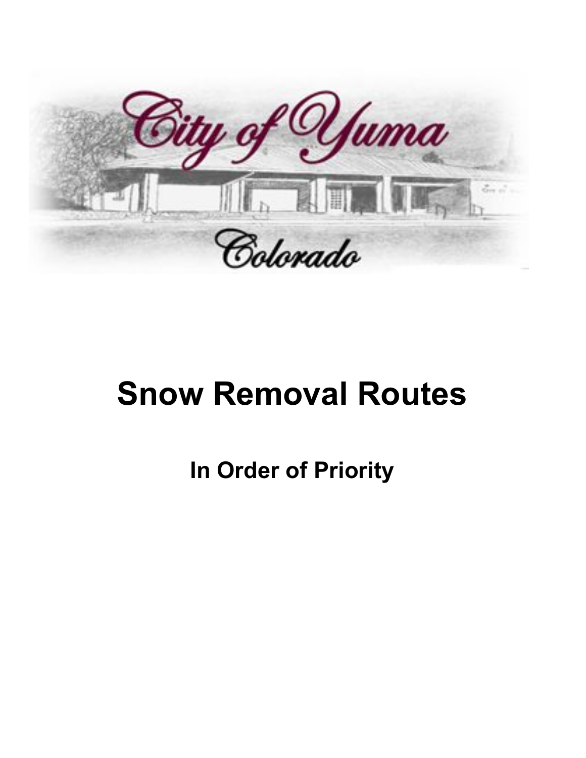City of Yuma

Colorado

# Snow Removal Routes

## In Order of Priority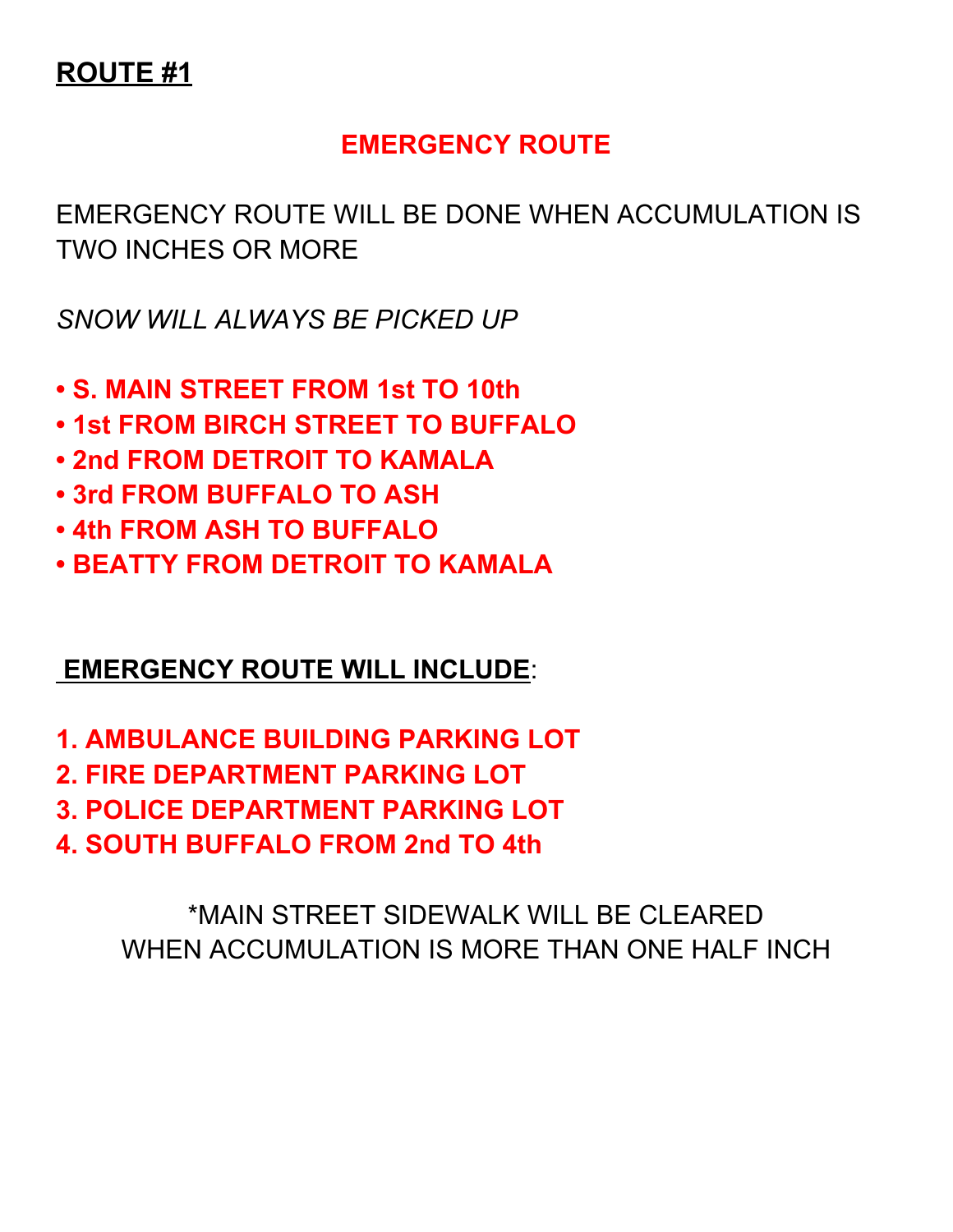## **ROUTE #1**

### **EMERGENCY ROUTE**

EMERGENCY ROUTE WILL BE DONE WHEN ACCUMULATION IS TWO INCHES OR MORE

*SNOW WILL ALWAYS BE PICKED UP*

- **S. MAIN STREET FROM 1st TO 10th**
- **1st FROM BIRCH STREET TO BUFFALO**
- **2nd FROM DETROIT TO KAMALA**
- **3rd FROM BUFFALO TO ASH**
- **4th FROM ASH TO BUFFALO**
- **BEATTY FROM DETROIT TO KAMALA**

**EMERGENCY ROUTE WILL INCLUDE**:

1. **AMBULANCE BUILDING PARKING LOT**
2. **FIRE DEPARTMENT PARKING LOT**
3. **POLICE DEPARTMENT PARKING LOT**
4. **SOUTH BUFFALO FROM 2nd TO 4th**

*MAIN STREET SIDEWALK WILL BE CLEARED WHEN ACCUMULATION IS MORE THAN ONE HALF INCH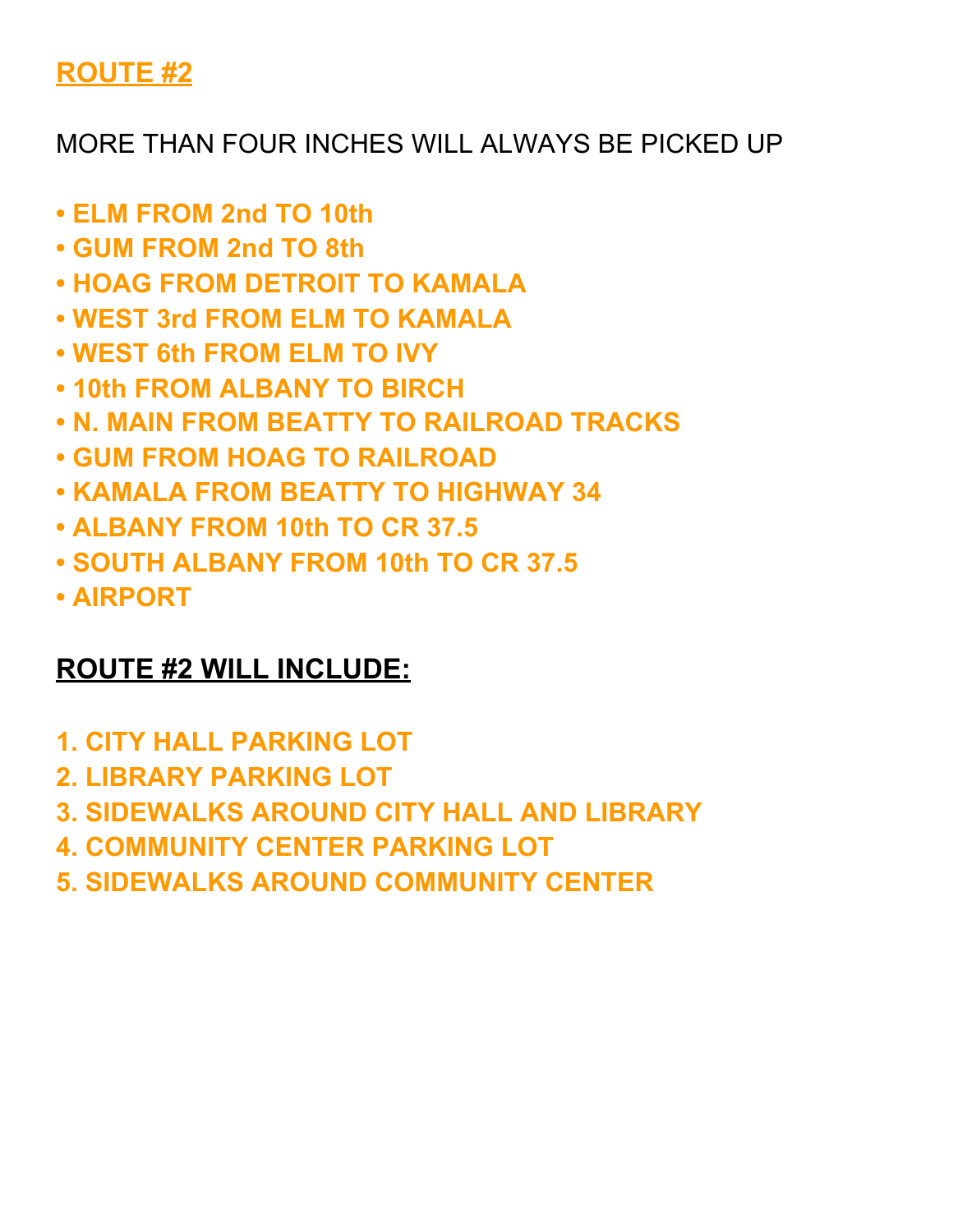## ROUTE #2

MORE THAN FOUR INCHES WILL ALWAYS BE PICKED UP

- **ELM FROM 2nd TO 10th**
- **GUM FROM 2nd TO 8th**
- **HOAG FROM DETROIT TO KAMALA**
- **WEST 3rd FROM ELM TO KAMALA**
- **WEST 6th FROM ELM TO IVY**
- **10th FROM ALBANY TO BIRCH**
- **N. MAIN FROM BEATTY TO RAILROAD TRACKS**
- **GUM FROM HOAG TO RAILROAD**
- **KAMALA FROM BEATTY TO HIGHWAY 34**
- **ALBANY FROM 10th TO CR 37.5**
- **SOUTH ALBANY FROM 10th TO CR 37.5**
- **AIRPORT**

## ROUTE #2 WILL INCLUDE:

1. **CITY HALL PARKING LOT**
2. **LIBRARY PARKING LOT**
3. **SIDEWALKS AROUND CITY HALL AND LIBRARY**
4. **COMMUNITY CENTER PARKING LOT**
5. **SIDEWALKS AROUND COMMUNITY CENTER**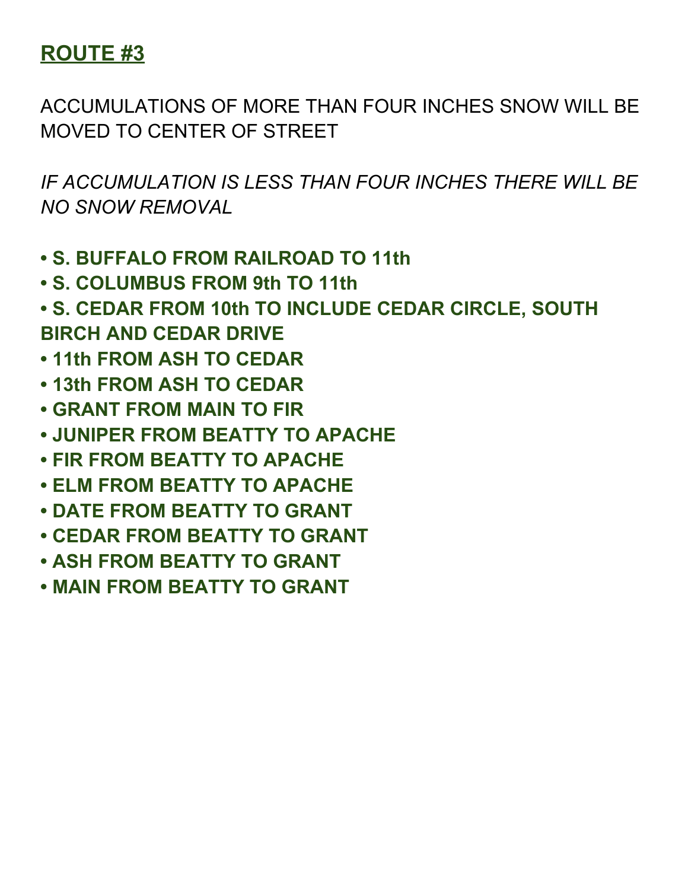## ROUTE #3

ACCUMULATIONS OF MORE THAN FOUR INCHES SNOW WILL BE MOVED TO CENTER OF STREET

*IF ACCUMULATION IS LESS THAN FOUR INCHES THERE WILL BE NO SNOW REMOVAL*

- **S. BUFFALO FROM RAILROAD TO 11th**
- **S. COLUMBUS FROM 9th TO 11th**
- **S. CEDAR FROM 10th TO INCLUDE CEDAR CIRCLE, SOUTH BIRCH AND CEDAR DRIVE**
- **11th FROM ASH TO CEDAR**
- **13th FROM ASH TO CEDAR**
- **GRANT FROM MAIN TO FIR**
- **JUNIPER FROM BEATTY TO APACHE**
- **FIR FROM BEATTY TO APACHE**
- **ELM FROM BEATTY TO APACHE**
- **DATE FROM BEATTY TO GRANT**
- **CEDAR FROM BEATTY TO GRANT**
- **ASH FROM BEATTY TO GRANT**
- **MAIN FROM BEATTY TO GRANT**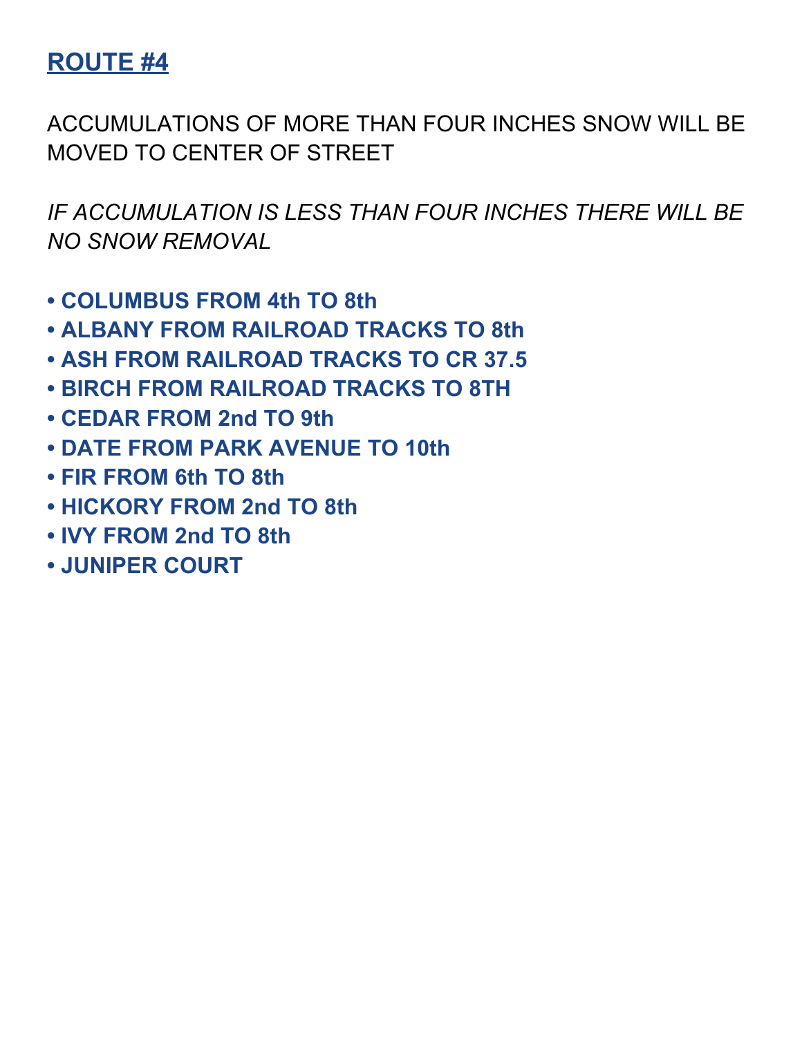## ROUTE #4

ACCUMULATIONS OF MORE THAN FOUR INCHES SNOW WILL BE MOVED TO CENTER OF STREET

*IF ACCUMULATION IS LESS THAN FOUR INCHES THERE WILL BE NO SNOW REMOVAL*

- **COLUMBUS FROM 4th TO 8th**
- **ALBANY FROM RAILROAD TRACKS TO 8th**
- **ASH FROM RAILROAD TRACKS TO CR 37.5**
- **BIRCH FROM RAILROAD TRACKS TO 8TH**
- **CEDAR FROM 2nd TO 9th**
- **DATE FROM PARK AVENUE TO 10th**
- **FIR FROM 6th TO 8th**
- **HICKORY FROM 2nd TO 8th**
- **IVY FROM 2nd TO 8th**
- **JUNIPER COURT**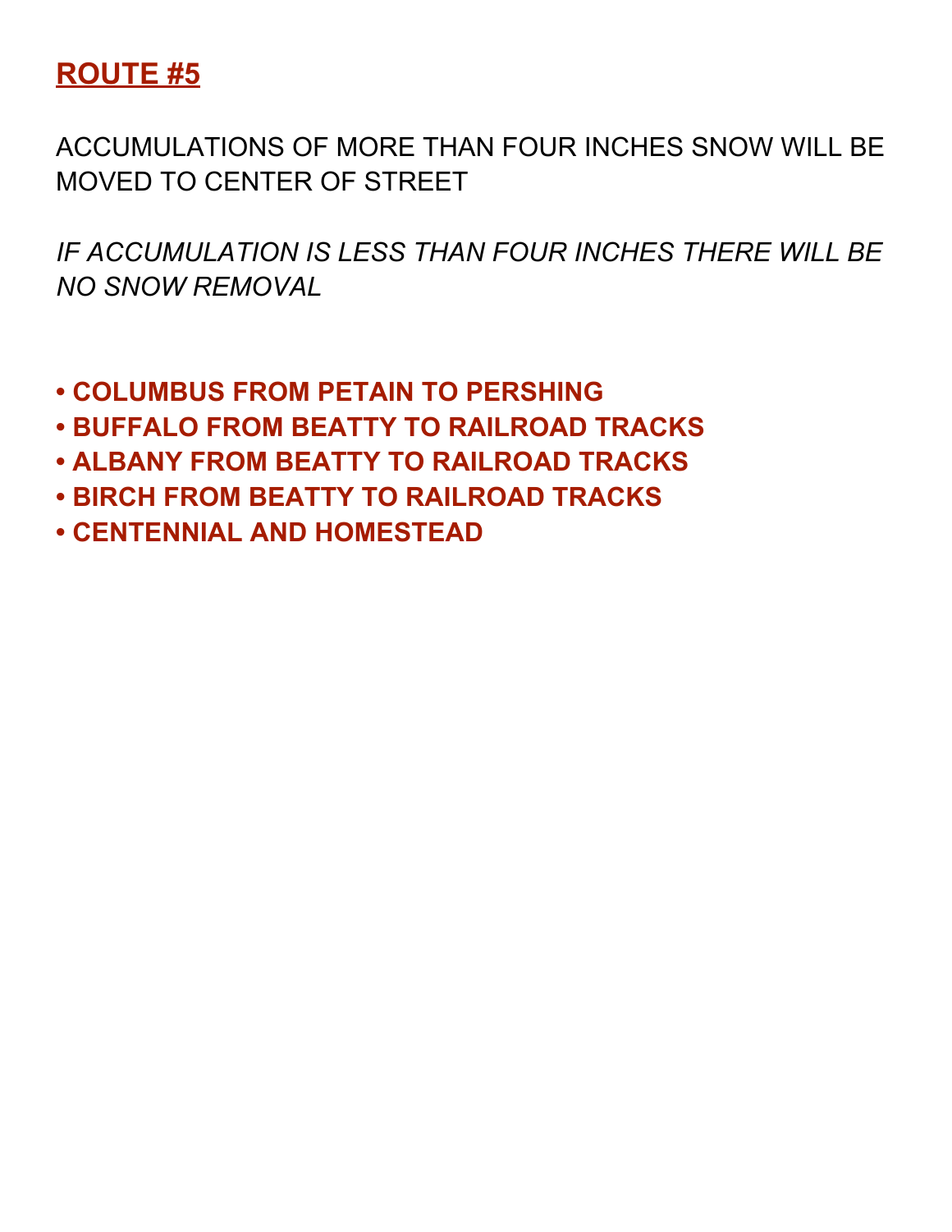## ROUTE #5

ACCUMULATIONS OF MORE THAN FOUR INCHES SNOW WILL BE MOVED TO CENTER OF STREET

*IF ACCUMULATION IS LESS THAN FOUR INCHES THERE WILL BE NO SNOW REMOVAL*

- **COLUMBUS FROM PETAIN TO PERSHING**
- **BUFFALO FROM BEATTY TO RAILROAD TRACKS**
- **ALBANY FROM BEATTY TO RAILROAD TRACKS**
- **BIRCH FROM BEATTY TO RAILROAD TRACKS**
- **CENTENNIAL AND HOMESTEAD**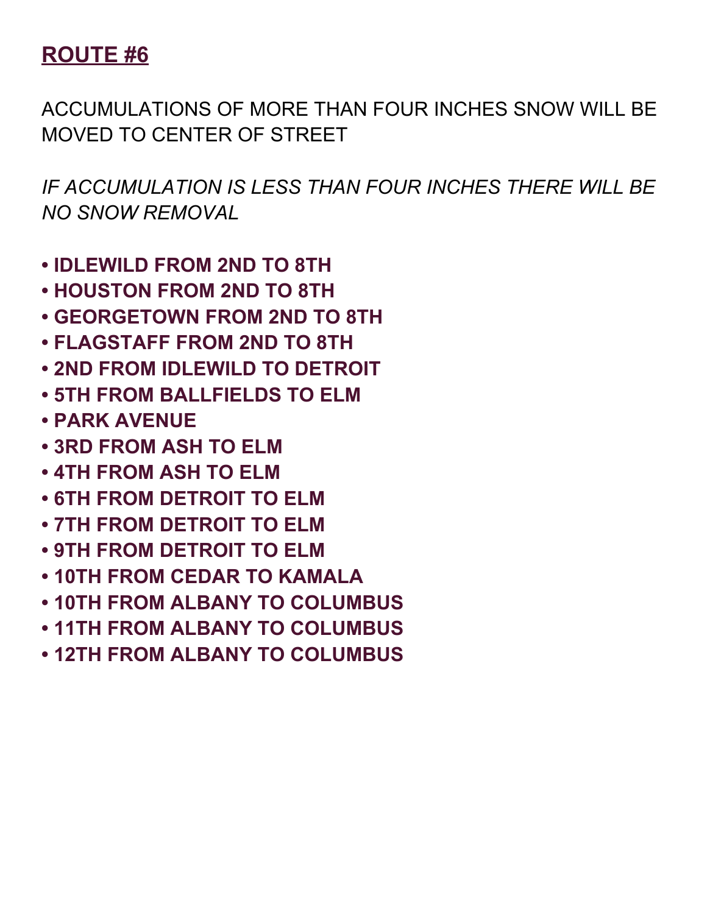## ROUTE #6

ACCUMULATIONS OF MORE THAN FOUR INCHES SNOW WILL BE MOVED TO CENTER OF STREET

*IF ACCUMULATION IS LESS THAN FOUR INCHES THERE WILL BE NO SNOW REMOVAL*

- **IDLEWILD FROM 2ND TO 8TH**
- **HOUSTON FROM 2ND TO 8TH**
- **GEORGETOWN FROM 2ND TO 8TH**
- **FLAGSTAFF FROM 2ND TO 8TH**
- **2ND FROM IDLEWILD TO DETROIT**
- **5TH FROM BALLFIELDS TO ELM**
- **PARK AVENUE**
- **3RD FROM ASH TO ELM**
- **4TH FROM ASH TO ELM**
- **6TH FROM DETROIT TO ELM**
- **7TH FROM DETROIT TO ELM**
- **9TH FROM DETROIT TO ELM**
- **10TH FROM CEDAR TO KAMALA**
- **10TH FROM ALBANY TO COLUMBUS**
- **11TH FROM ALBANY TO COLUMBUS**
- **12TH FROM ALBANY TO COLUMBUS**